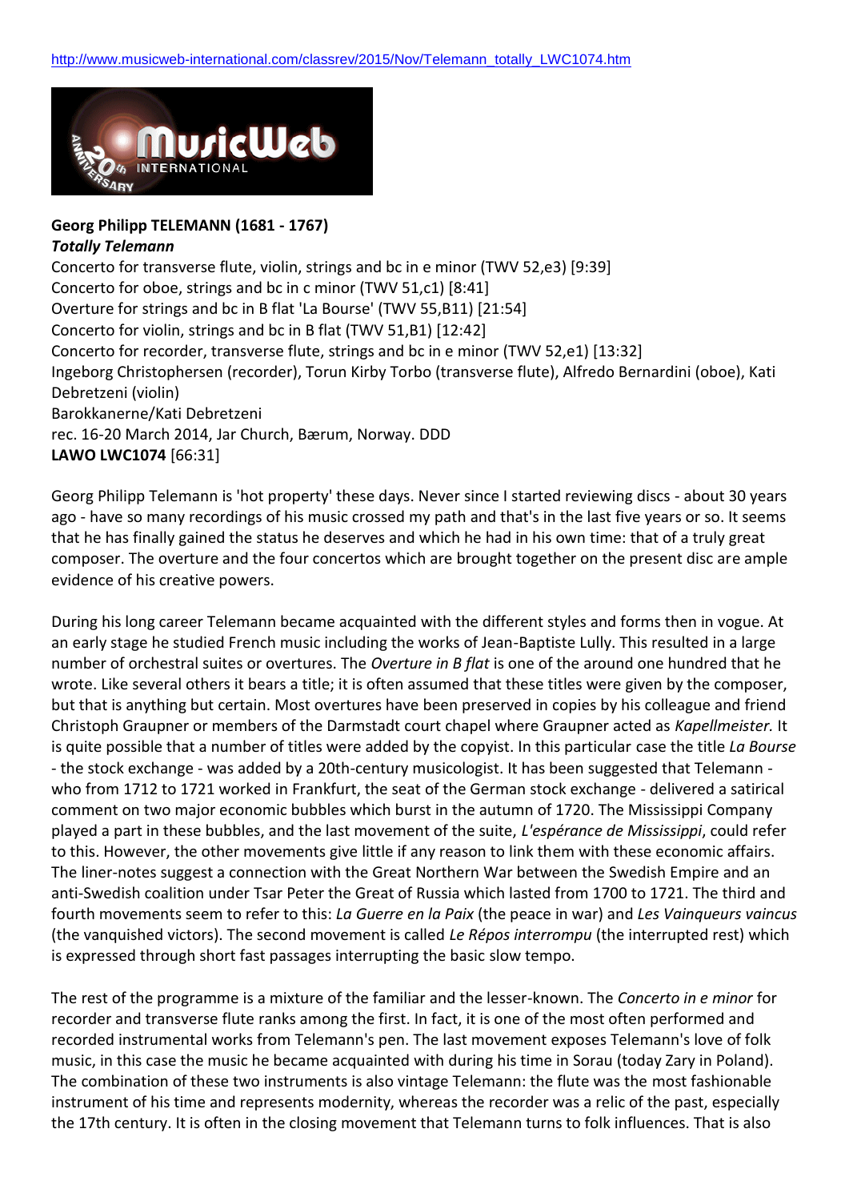http://www.musicweb-international.com/classrev/2015/Nov/Telemann_totally_LWC1074.htm

**Georg Philipp TELEMANN (1681 - 1767)**
***Totally Telemann***
Concerto for transverse flute, violin, strings and bc in e minor (TWV 52,e3) [9:39]
Concerto for oboe, strings and bc in c minor (TWV 51,c1) [8:41]
Overture for strings and bc in B flat 'La Bourse' (TWV 55,B11) [21:54]
Concerto for violin, strings and bc in B flat (TWV 51,B1) [12:42]
Concerto for recorder, transverse flute, strings and bc in e minor (TWV 52,e1) [13:32]
Ingeborg Christophersen (recorder), Torun Kirby Torbo (transverse flute), Alfredo Bernardini (oboe), Kati Debretzeni (violin)
Barokkanerne/Kati Debretzeni
rec. 16-20 March 2014, Jar Church, Bærum, Norway. DDD
**LAWO LWC1074** [66:31]

Georg Philipp Telemann is 'hot property' these days. Never since I started reviewing discs - about 30 years ago - have so many recordings of his music crossed my path and that's in the last five years or so. It seems that he has finally gained the status he deserves and which he had in his own time: that of a truly great composer. The overture and the four concertos which are brought together on the present disc are ample evidence of his creative powers.

During his long career Telemann became acquainted with the different styles and forms then in vogue. At an early stage he studied French music including the works of Jean-Baptiste Lully. This resulted in a large number of orchestral suites or overtures. The *Overture in B flat* is one of the around one hundred that he wrote. Like several others it bears a title; it is often assumed that these titles were given by the composer, but that is anything but certain. Most overtures have been preserved in copies by his colleague and friend Christoph Graupner or members of the Darmstadt court chapel where Graupner acted as *Kapellmeister.* It is quite possible that a number of titles were added by the copyist. In this particular case the title *La Bourse* - the stock exchange - was added by a 20th-century musicologist. It has been suggested that Telemann - who from 1712 to 1721 worked in Frankfurt, the seat of the German stock exchange - delivered a satirical comment on two major economic bubbles which burst in the autumn of 1720. The Mississippi Company played a part in these bubbles, and the last movement of the suite, *L'espérance de Mississippi*, could refer to this. However, the other movements give little if any reason to link them with these economic affairs. The liner-notes suggest a connection with the Great Northern War between the Swedish Empire and an anti-Swedish coalition under Tsar Peter the Great of Russia which lasted from 1700 to 1721. The third and fourth movements seem to refer to this: *La Guerre en la Paix* (the peace in war) and *Les Vainqueurs vaincus* (the vanquished victors). The second movement is called *Le Répos interrompu* (the interrupted rest) which is expressed through short fast passages interrupting the basic slow tempo.

The rest of the programme is a mixture of the familiar and the lesser-known. The *Concerto in e minor* for recorder and transverse flute ranks among the first. In fact, it is one of the most often performed and recorded instrumental works from Telemann's pen. The last movement exposes Telemann's love of folk music, in this case the music he became acquainted with during his time in Sorau (today Zary in Poland). The combination of these two instruments is also vintage Telemann: the flute was the most fashionable instrument of his time and represents modernity, whereas the recorder was a relic of the past, especially the 17th century. It is often in the closing movement that Telemann turns to folk influences. That is also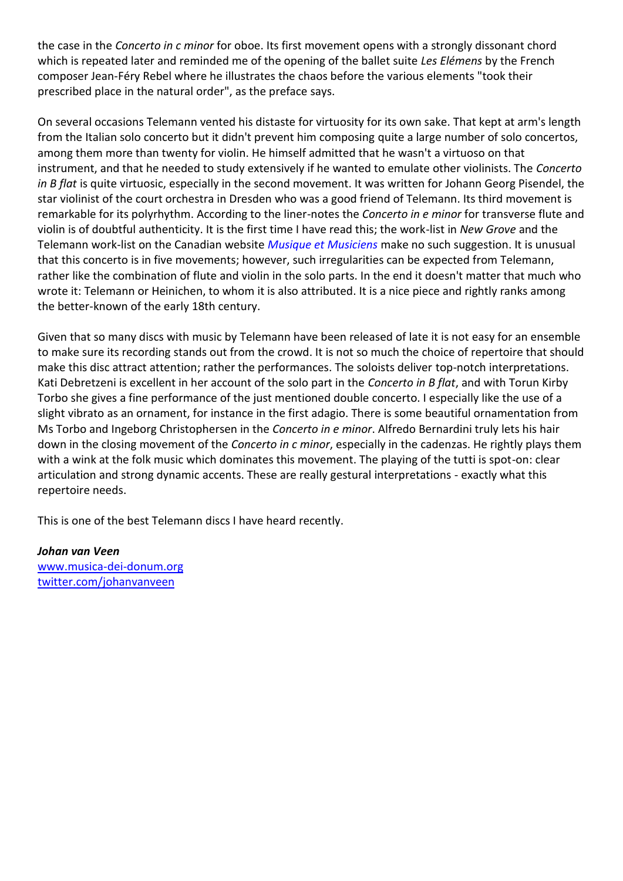the case in the *Concerto in c minor* for oboe. Its first movement opens with a strongly dissonant chord which is repeated later and reminded me of the opening of the ballet suite *Les Elémens* by the French composer Jean-Féry Rebel where he illustrates the chaos before the various elements "took their prescribed place in the natural order", as the preface says.

On several occasions Telemann vented his distaste for virtuosity for its own sake. That kept at arm's length from the Italian solo concerto but it didn't prevent him composing quite a large number of solo concertos, among them more than twenty for violin. He himself admitted that he wasn't a virtuoso on that instrument, and that he needed to study extensively if he wanted to emulate other violinists. The *Concerto in B flat* is quite virtuosic, especially in the second movement. It was written for Johann Georg Pisendel, the star violinist of the court orchestra in Dresden who was a good friend of Telemann. Its third movement is remarkable for its polyrhythm. According to the liner-notes the *Concerto in e minor* for transverse flute and violin is of doubtful authenticity. It is the first time I have read this; the work-list in *New Grove* and the Telemann work-list on the Canadian website *Musique et Musiciens* make no such suggestion. It is unusual that this concerto is in five movements; however, such irregularities can be expected from Telemann, rather like the combination of flute and violin in the solo parts. In the end it doesn't matter that much who wrote it: Telemann or Heinichen, to whom it is also attributed. It is a nice piece and rightly ranks among the better-known of the early 18th century.

Given that so many discs with music by Telemann have been released of late it is not easy for an ensemble to make sure its recording stands out from the crowd. It is not so much the choice of repertoire that should make this disc attract attention; rather the performances. The soloists deliver top-notch interpretations. Kati Debretzeni is excellent in her account of the solo part in the *Concerto in B flat*, and with Torun Kirby Torbo she gives a fine performance of the just mentioned double concerto. I especially like the use of a slight vibrato as an ornament, for instance in the first adagio. There is some beautiful ornamentation from Ms Torbo and Ingeborg Christophersen in the *Concerto in e minor*. Alfredo Bernardini truly lets his hair down in the closing movement of the *Concerto in c minor*, especially in the cadenzas. He rightly plays them with a wink at the folk music which dominates this movement. The playing of the tutti is spot-on: clear articulation and strong dynamic accents. These are really gestural interpretations - exactly what this repertoire needs.

This is one of the best Telemann discs I have heard recently.

***Johan van Veen***
www.musica-dei-donum.org
twitter.com/johanvanveen